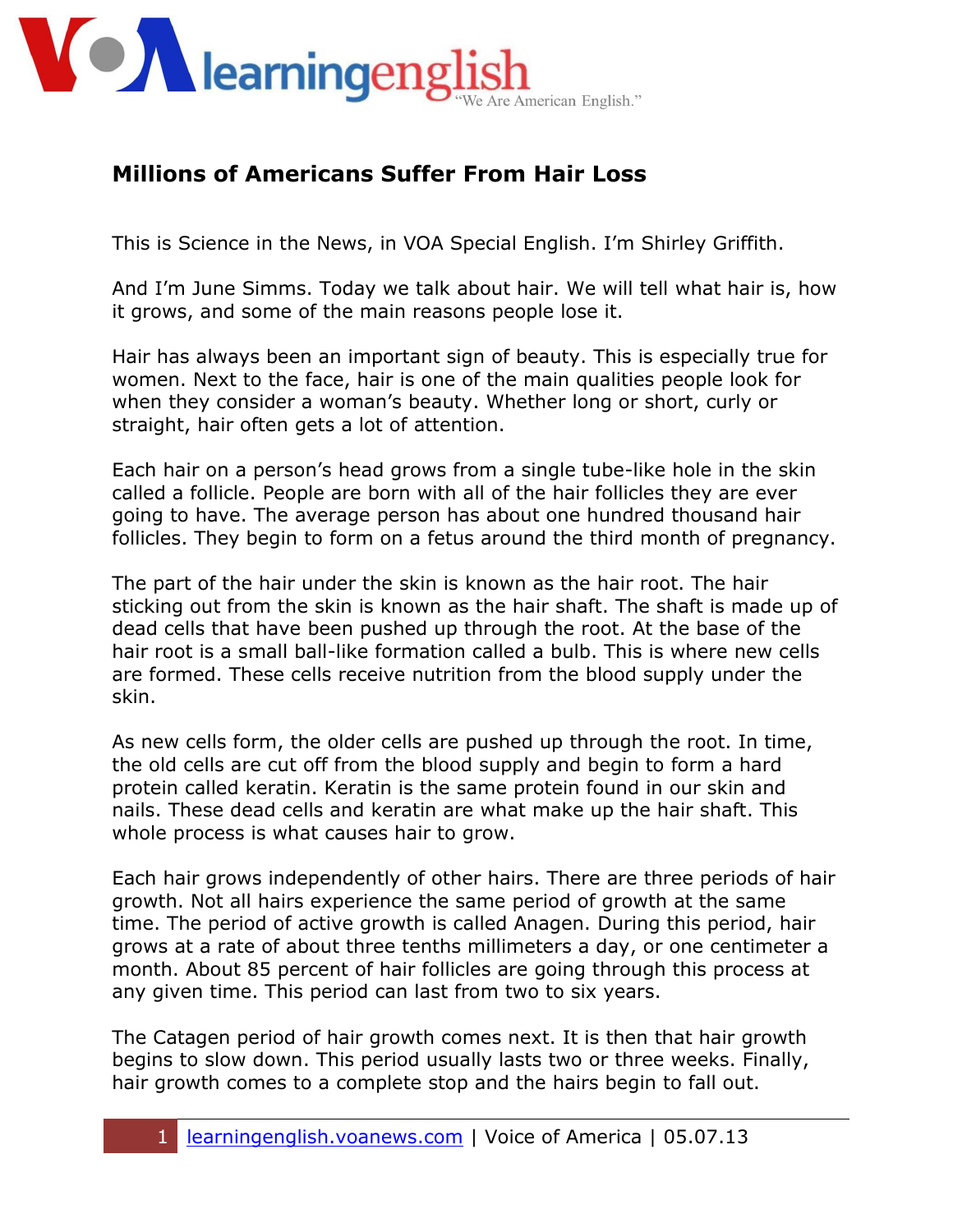# Millions of Americans Suffer From Hair Loss

This is Science in the News, in VOA Special English. I'm Shirley Griffith.

And I'm June Simms. Today we talk about hair. We will tell what hair is, how it grows, and some of the main reasons people lose it.

Hair has always been an important sign of beauty. This is especially true for women. Next to the face, hair is one of the main qualities people look for when they consider a woman's beauty. Whether long or short, curly or straight, hair often gets a lot of attention.

Each hair on a person's head grows from a single tube-like hole in the skin called a follicle. People are born with all of the hair follicles they are ever going to have. The average person has about one hundred thousand hair follicles. They begin to form on a fetus around the third month of pregnancy.

The part of the hair under the skin is known as the hair root. The hair sticking out from the skin is known as the hair shaft. The shaft is made up of dead cells that have been pushed up through the root. At the base of the hair root is a small ball-like formation called a bulb. This is where new cells are formed. These cells receive nutrition from the blood supply under the skin.

As new cells form, the older cells are pushed up through the root. In time, the old cells are cut off from the blood supply and begin to form a hard protein called keratin. Keratin is the same protein found in our skin and nails. These dead cells and keratin are what make up the hair shaft. This whole process is what causes hair to grow.

Each hair grows independently of other hairs. There are three periods of hair growth. Not all hairs experience the same period of growth at the same time. The period of active growth is called Anagen. During this period, hair grows at a rate of about three tenths millimeters a day, or one centimeter a month. About 85 percent of hair follicles are going through this process at any given time. This period can last from two to six years.

The Catagen period of hair growth comes next. It is then that hair growth begins to slow down. This period usually lasts two or three weeks. Finally, hair growth comes to a complete stop and the hairs begin to fall out.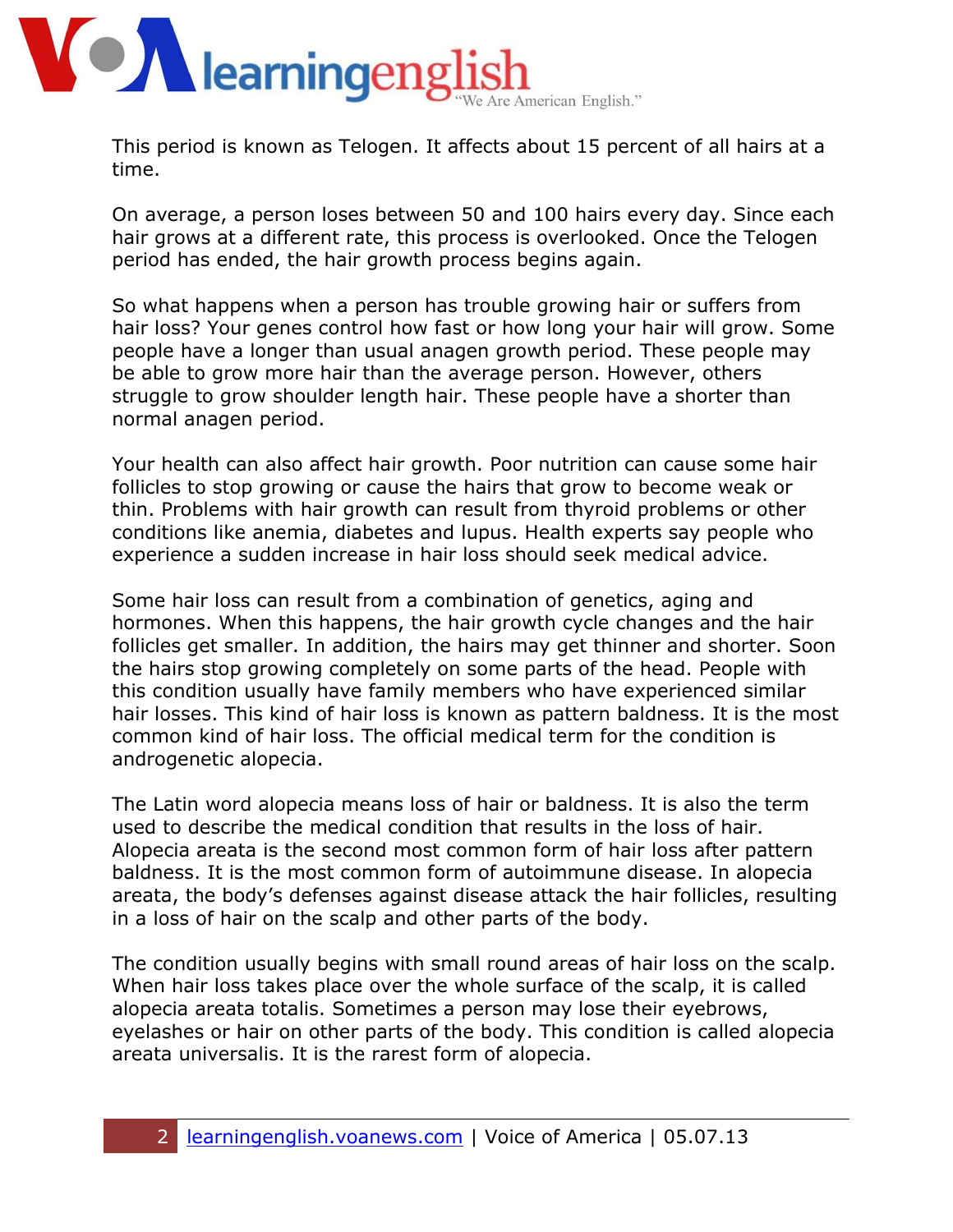This period is known as Telogen. It affects about 15 percent of all hairs at a time.

On average, a person loses between 50 and 100 hairs every day. Since each hair grows at a different rate, this process is overlooked. Once the Telogen period has ended, the hair growth process begins again.

So what happens when a person has trouble growing hair or suffers from hair loss? Your genes control how fast or how long your hair will grow. Some people have a longer than usual anagen growth period. These people may be able to grow more hair than the average person. However, others struggle to grow shoulder length hair. These people have a shorter than normal anagen period.

Your health can also affect hair growth. Poor nutrition can cause some hair follicles to stop growing or cause the hairs that grow to become weak or thin. Problems with hair growth can result from thyroid problems or other conditions like anemia, diabetes and lupus. Health experts say people who experience a sudden increase in hair loss should seek medical advice.

Some hair loss can result from a combination of genetics, aging and hormones. When this happens, the hair growth cycle changes and the hair follicles get smaller. In addition, the hairs may get thinner and shorter. Soon the hairs stop growing completely on some parts of the head. People with this condition usually have family members who have experienced similar hair losses. This kind of hair loss is known as pattern baldness. It is the most common kind of hair loss. The official medical term for the condition is androgenetic alopecia.

The Latin word alopecia means loss of hair or baldness. It is also the term used to describe the medical condition that results in the loss of hair. Alopecia areata is the second most common form of hair loss after pattern baldness. It is the most common form of autoimmune disease. In alopecia areata, the body's defenses against disease attack the hair follicles, resulting in a loss of hair on the scalp and other parts of the body.

The condition usually begins with small round areas of hair loss on the scalp. When hair loss takes place over the whole surface of the scalp, it is called alopecia areata totalis. Sometimes a person may lose their eyebrows, eyelashes or hair on other parts of the body. This condition is called alopecia areata universalis. It is the rarest form of alopecia.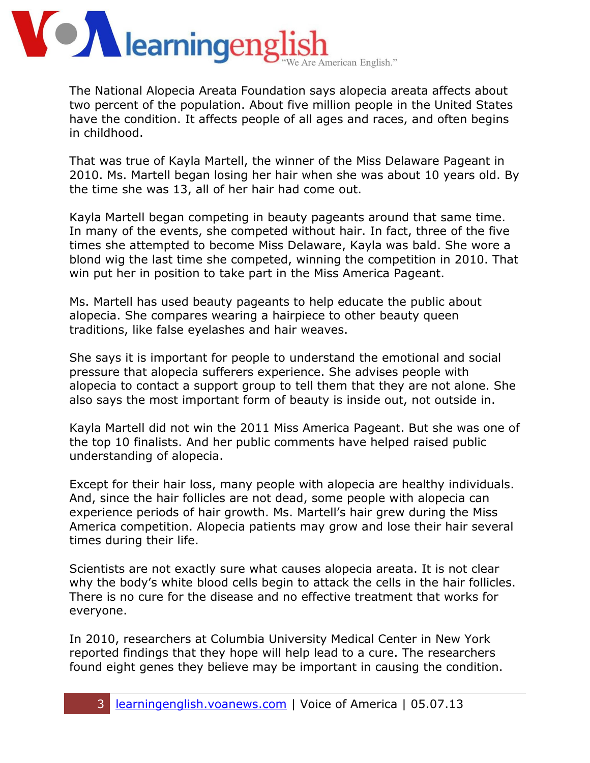The National Alopecia Areata Foundation says alopecia areata affects about two percent of the population. About five million people in the United States have the condition. It affects people of all ages and races, and often begins in childhood.

That was true of Kayla Martell, the winner of the Miss Delaware Pageant in 2010. Ms. Martell began losing her hair when she was about 10 years old. By the time she was 13, all of her hair had come out.

Kayla Martell began competing in beauty pageants around that same time. In many of the events, she competed without hair. In fact, three of the five times she attempted to become Miss Delaware, Kayla was bald. She wore a blond wig the last time she competed, winning the competition in 2010. That win put her in position to take part in the Miss America Pageant.

Ms. Martell has used beauty pageants to help educate the public about alopecia. She compares wearing a hairpiece to other beauty queen traditions, like false eyelashes and hair weaves.

She says it is important for people to understand the emotional and social pressure that alopecia sufferers experience. She advises people with alopecia to contact a support group to tell them that they are not alone. She also says the most important form of beauty is inside out, not outside in.

Kayla Martell did not win the 2011 Miss America Pageant. But she was one of the top 10 finalists. And her public comments have helped raised public understanding of alopecia.

Except for their hair loss, many people with alopecia are healthy individuals. And, since the hair follicles are not dead, some people with alopecia can experience periods of hair growth. Ms. Martell's hair grew during the Miss America competition. Alopecia patients may grow and lose their hair several times during their life.

Scientists are not exactly sure what causes alopecia areata. It is not clear why the body's white blood cells begin to attack the cells in the hair follicles. There is no cure for the disease and no effective treatment that works for everyone.

In 2010, researchers at Columbia University Medical Center in New York reported findings that they hope will help lead to a cure. The researchers found eight genes they believe may be important in causing the condition.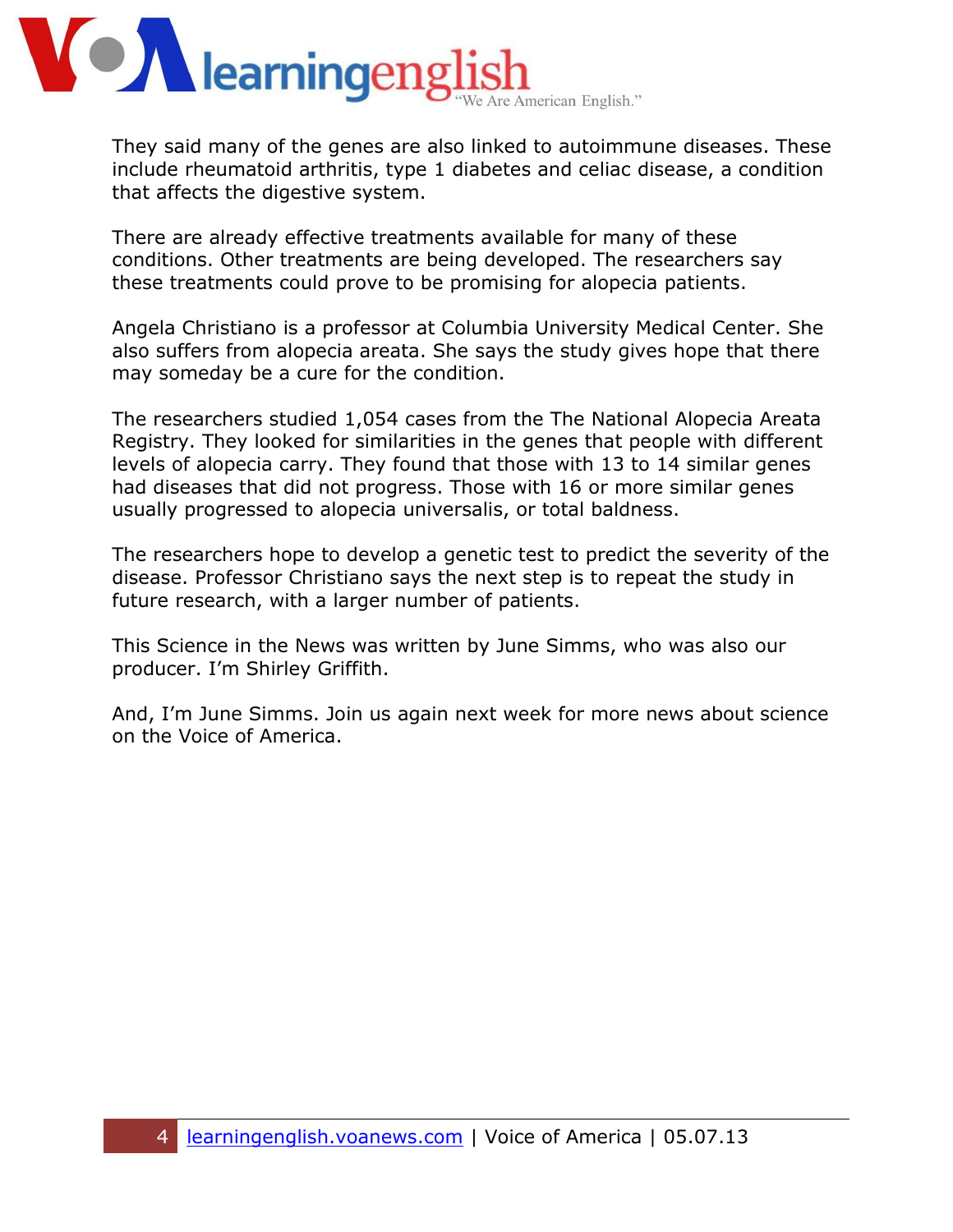They said many of the genes are also linked to autoimmune diseases. These include rheumatoid arthritis, type 1 diabetes and celiac disease, a condition that affects the digestive system.

There are already effective treatments available for many of these conditions. Other treatments are being developed. The researchers say these treatments could prove to be promising for alopecia patients.

Angela Christiano is a professor at Columbia University Medical Center. She also suffers from alopecia areata. She says the study gives hope that there may someday be a cure for the condition.

The researchers studied 1,054 cases from the The National Alopecia Areata Registry. They looked for similarities in the genes that people with different levels of alopecia carry. They found that those with 13 to 14 similar genes had diseases that did not progress. Those with 16 or more similar genes usually progressed to alopecia universalis, or total baldness.

The researchers hope to develop a genetic test to predict the severity of the disease. Professor Christiano says the next step is to repeat the study in future research, with a larger number of patients.

This Science in the News was written by June Simms, who was also our producer. I'm Shirley Griffith.

And, I'm June Simms. Join us again next week for more news about science on the Voice of America.